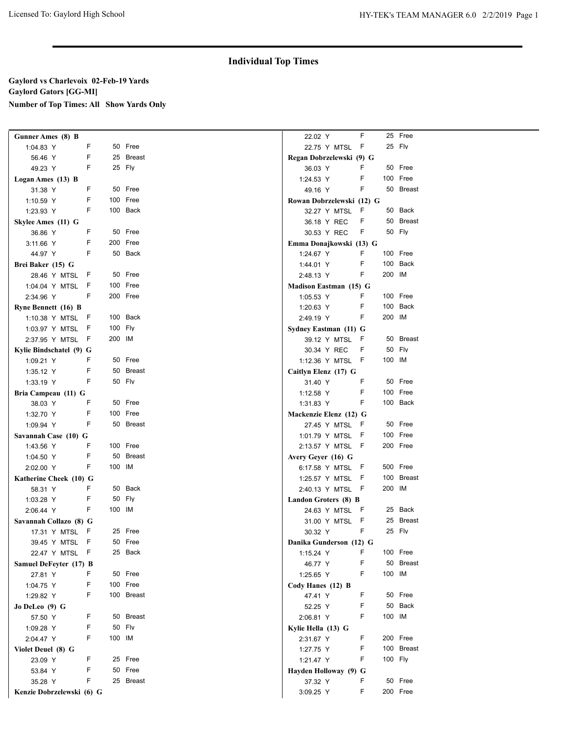# Individual Top Times

**Gaylord vs Charlevoix 02-Feb-19 Yards**
**Gaylord Gators [GG-MI]**
**Number of Top Times: All Show Yards Only**

**Gunner Ames (8) B**

| Time | Course | Type | Distance | Stroke |
|---|---|---|---|---|
| 1:04.83 | Y | F | 50 | Free |
| 56.46 | Y | F | 25 | Breast |
| 49.23 | Y | F | 25 | Fly |

**Logan Ames (13) B**

| Time | Course | Type | Distance | Stroke |
|---|---|---|---|---|
| 31.38 | Y | F | 50 | Free |
| 1:10.59 | Y | F | 100 | Free |
| 1:23.93 | Y | F | 100 | Back |

**Skylee Ames (11) G**

| Time | Course | Type | Distance | Stroke |
|---|---|---|---|---|
| 36.86 | Y | F | 50 | Free |
| 3:11.66 | Y | F | 200 | Free |
| 44.97 | Y | F | 50 | Back |

**Brei Baker (15) G**

| Time | Course | Type | Distance | Stroke |
|---|---|---|---|---|
| 28.46 | Y MTSL | F | 50 | Free |
| 1:04.04 | Y MTSL | F | 100 | Free |
| 2:34.96 | Y | F | 200 | Free |

**Ryne Bennett (16) B**

| Time | Course | Type | Distance | Stroke |
|---|---|---|---|---|
| 1:10.38 | Y MTSL | F | 100 | Back |
| 1:03.97 | Y MTSL | F | 100 | Fly |
| 2:37.95 | Y MTSL | F | 200 | IM |

**Kylie Bindschatel (9) G**

| Time | Course | Type | Distance | Stroke |
|---|---|---|---|---|
| 1:09.21 | Y | F | 50 | Free |
| 1:35.12 | Y | F | 50 | Breast |
| 1:33.19 | Y | F | 50 | Fly |

**Bria Campeau (11) G**

| Time | Course | Type | Distance | Stroke |
|---|---|---|---|---|
| 38.03 | Y | F | 50 | Free |
| 1:32.70 | Y | F | 100 | Free |
| 1:09.94 | Y | F | 50 | Breast |

**Savannah Case (10) G**

| Time | Course | Type | Distance | Stroke |
|---|---|---|---|---|
| 1:43.56 | Y | F | 100 | Free |
| 1:04.50 | Y | F | 50 | Breast |
| 2:02.00 | Y | F | 100 | IM |

**Katherine Cheek (10) G**

| Time | Course | Type | Distance | Stroke |
|---|---|---|---|---|
| 58.31 | Y | F | 50 | Back |
| 1:03.28 | Y | F | 50 | Fly |
| 2:06.44 | Y | F | 100 | IM |

**Savannah Collazo (8) G**

| Time | Course | Type | Distance | Stroke |
|---|---|---|---|---|
| 17.31 | Y MTSL | F | 25 | Free |
| 39.45 | Y MTSL | F | 50 | Free |
| 22.47 | Y MTSL | F | 25 | Back |

**Samuel DeFeyter (17) B**

| Time | Course | Type | Distance | Stroke |
|---|---|---|---|---|
| 27.81 | Y | F | 50 | Free |
| 1:04.75 | Y | F | 100 | Free |
| 1:29.82 | Y | F | 100 | Breast |

**Jo DeLeo (9) G**

| Time | Course | Type | Distance | Stroke |
|---|---|---|---|---|
| 57.50 | Y | F | 50 | Breast |
| 1:09.28 | Y | F | 50 | Fly |
| 2:04.47 | Y | F | 100 | IM |

**Violet Deuel (8) G**

| Time | Course | Type | Distance | Stroke |
|---|---|---|---|---|
| 23.09 | Y | F | 25 | Free |
| 53.84 | Y | F | 50 | Free |
| 35.28 | Y | F | 25 | Breast |

**Kenzie Dobrzelewski (6) G**

| Time | Course | Type | Distance | Stroke |
|---|---|---|---|---|
| 22.02 | Y | F | 25 | Free |
| 22.75 | Y MTSL | F | 25 | Fly |

**Regan Dobrzelewski (9) G**

| Time | Course | Type | Distance | Stroke |
|---|---|---|---|---|
| 36.03 | Y | F | 50 | Free |
| 1:24.53 | Y | F | 100 | Free |
| 49.16 | Y | F | 50 | Breast |

**Rowan Dobrzelewski (12) G**

| Time | Course | Type | Distance | Stroke |
|---|---|---|---|---|
| 32.27 | Y MTSL | F | 50 | Back |
| 36.18 | Y REC | F | 50 | Breast |
| 30.53 | Y REC | F | 50 | Fly |

**Emma Donajkowski (13) G**

| Time | Course | Type | Distance | Stroke |
|---|---|---|---|---|
| 1:24.67 | Y | F | 100 | Free |
| 1:44.01 | Y | F | 100 | Back |
| 2:48.13 | Y | F | 200 | IM |

**Madison Eastman (15) G**

| Time | Course | Type | Distance | Stroke |
|---|---|---|---|---|
| 1:05.53 | Y | F | 100 | Free |
| 1:20.63 | Y | F | 100 | Back |
| 2:49.19 | Y | F | 200 | IM |

**Sydney Eastman (11) G**

| Time | Course | Type | Distance | Stroke |
|---|---|---|---|---|
| 39.12 | Y MTSL | F | 50 | Breast |
| 30.34 | Y REC | F | 50 | Fly |
| 1:12.36 | Y MTSL | F | 100 | IM |

**Caitlyn Elenz (17) G**

| Time | Course | Type | Distance | Stroke |
|---|---|---|---|---|
| 31.40 | Y | F | 50 | Free |
| 1:12.58 | Y | F | 100 | Free |
| 1:31.83 | Y | F | 100 | Back |

**Mackenzie Elenz (12) G**

| Time | Course | Type | Distance | Stroke |
|---|---|---|---|---|
| 27.45 | Y MTSL | F | 50 | Free |
| 1:01.79 | Y MTSL | F | 100 | Free |
| 2:13.57 | Y MTSL | F | 200 | Free |

**Avery Geyer (16) G**

| Time | Course | Type | Distance | Stroke |
|---|---|---|---|---|
| 6:17.58 | Y MTSL | F | 500 | Free |
| 1:25.57 | Y MTSL | F | 100 | Breast |
| 2:40.13 | Y MTSL | F | 200 | IM |

**Landon Groters (8) B**

| Time | Course | Type | Distance | Stroke |
|---|---|---|---|---|
| 24.63 | Y MTSL | F | 25 | Back |
| 31.00 | Y MTSL | F | 25 | Breast |
| 30.32 | Y | F | 25 | Fly |

**Danika Gunderson (12) G**

| Time | Course | Type | Distance | Stroke |
|---|---|---|---|---|
| 1:15.24 | Y | F | 100 | Free |
| 46.77 | Y | F | 50 | Breast |
| 1:25.65 | Y | F | 100 | IM |

**Cody Hanes (12) B**

| Time | Course | Type | Distance | Stroke |
|---|---|---|---|---|
| 47.41 | Y | F | 50 | Free |
| 52.25 | Y | F | 50 | Back |
| 2:06.81 | Y | F | 100 | IM |

**Kylie Hella (13) G**

| Time | Course | Type | Distance | Stroke |
|---|---|---|---|---|
| 2:31.67 | Y | F | 200 | Free |
| 1:27.75 | Y | F | 100 | Breast |
| 1:21.47 | Y | F | 100 | Fly |

**Hayden Holloway (9) G**

| Time | Course | Type | Distance | Stroke |
|---|---|---|---|---|
| 37.32 | Y | F | 50 | Free |
| 3:09.25 | Y | F | 200 | Free |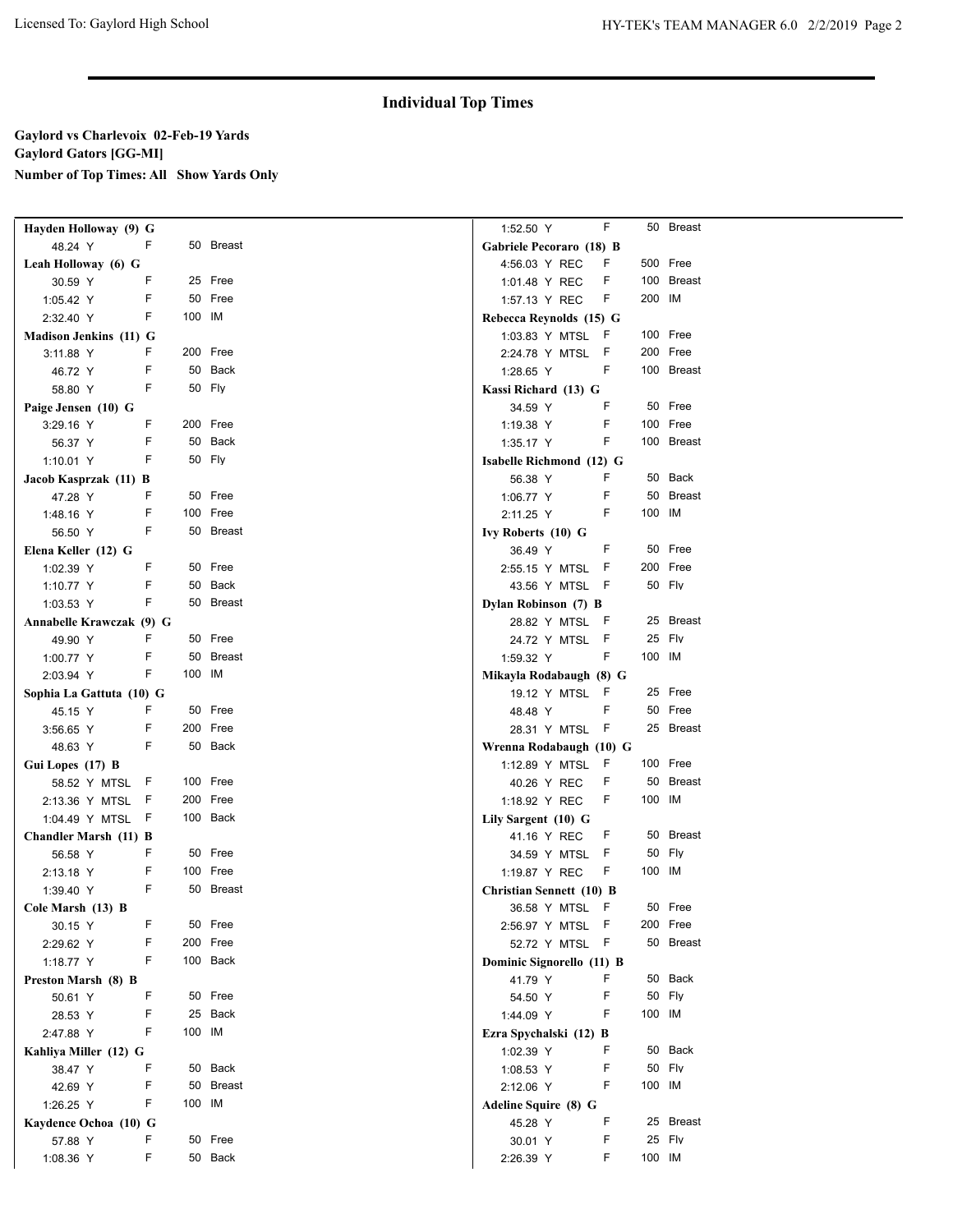## Individual Top Times

**Gaylord vs Charlevoix 02-Feb-19 Yards**
**Gaylord Gators [GG-MI]**
**Number of Top Times: All Show Yards Only**

**Hayden Holloway (9) G**

| Time | | Event |
|---|---|---|
| 48.24 Y | F | 50 Breast |

**Leah Holloway (6) G**

| Time | | Event |
|---|---|---|
| 30.59 Y | F | 25 Free |
| 1:05.42 Y | F | 50 Free |
| 2:32.40 Y | F | 100 IM |

**Madison Jenkins (11) G**

| Time | | Event |
|---|---|---|
| 3:11.88 Y | F | 200 Free |
| 46.72 Y | F | 50 Back |
| 58.80 Y | F | 50 Fly |

**Paige Jensen (10) G**

| Time | | Event |
|---|---|---|
| 3:29.16 Y | F | 200 Free |
| 56.37 Y | F | 50 Back |
| 1:10.01 Y | F | 50 Fly |

**Jacob Kasprzak (11) B**

| Time | | Event |
|---|---|---|
| 47.28 Y | F | 50 Free |
| 1:48.16 Y | F | 100 Free |
| 56.50 Y | F | 50 Breast |

**Elena Keller (12) G**

| Time | | Event |
|---|---|---|
| 1:02.39 Y | F | 50 Free |
| 1:10.77 Y | F | 50 Back |
| 1:03.53 Y | F | 50 Breast |

**Annabelle Krawczak (9) G**

| Time | | Event |
|---|---|---|
| 49.90 Y | F | 50 Free |
| 1:00.77 Y | F | 50 Breast |
| 2:03.94 Y | F | 100 IM |

**Sophia La Gattuta (10) G**

| Time | | Event |
|---|---|---|
| 45.15 Y | F | 50 Free |
| 3:56.65 Y | F | 200 Free |
| 48.63 Y | F | 50 Back |

**Gui Lopes (17) B**

| Time | | Event |
|---|---|---|
| 58.52 Y MTSL | F | 100 Free |
| 2:13.36 Y MTSL | F | 200 Free |
| 1:04.49 Y MTSL | F | 100 Back |

**Chandler Marsh (11) B**

| Time | | Event |
|---|---|---|
| 56.58 Y | F | 50 Free |
| 2:13.18 Y | F | 100 Free |
| 1:39.40 Y | F | 50 Breast |

**Cole Marsh (13) B**

| Time | | Event |
|---|---|---|
| 30.15 Y | F | 50 Free |
| 2:29.62 Y | F | 200 Free |
| 1:18.77 Y | F | 100 Back |

**Preston Marsh (8) B**

| Time | | Event |
|---|---|---|
| 50.61 Y | F | 50 Free |
| 28.53 Y | F | 25 Back |
| 2:47.88 Y | F | 100 IM |

**Kahliya Miller (12) G**

| Time | | Event |
|---|---|---|
| 38.47 Y | F | 50 Back |
| 42.69 Y | F | 50 Breast |
| 1:26.25 Y | F | 100 IM |

**Kaydence Ochoa (10) G**

| Time | | Event |
|---|---|---|
| 57.88 Y | F | 50 Free |
| 1:08.36 Y | F | 50 Back |
| 1:52.50 Y | F | 50 Breast |

**Gabriele Pecoraro (18) B**

| Time | | Event |
|---|---|---|
| 4:56.03 Y REC | F | 500 Free |
| 1:01.48 Y REC | F | 100 Breast |
| 1:57.13 Y REC | F | 200 IM |

**Rebecca Reynolds (15) G**

| Time | | Event |
|---|---|---|
| 1:03.83 Y MTSL | F | 100 Free |
| 2:24.78 Y MTSL | F | 200 Free |
| 1:28.65 Y | F | 100 Breast |

**Kassi Richard (13) G**

| Time | | Event |
|---|---|---|
| 34.59 Y | F | 50 Free |
| 1:19.38 Y | F | 100 Free |
| 1:35.17 Y | F | 100 Breast |

**Isabelle Richmond (12) G**

| Time | | Event |
|---|---|---|
| 56.38 Y | F | 50 Back |
| 1:06.77 Y | F | 50 Breast |
| 2:11.25 Y | F | 100 IM |

**Ivy Roberts (10) G**

| Time | | Event |
|---|---|---|
| 36.49 Y | F | 50 Free |
| 2:55.15 Y MTSL | F | 200 Free |
| 43.56 Y MTSL | F | 50 Fly |

**Dylan Robinson (7) B**

| Time | | Event |
|---|---|---|
| 28.82 Y MTSL | F | 25 Breast |
| 24.72 Y MTSL | F | 25 Fly |
| 1:59.32 Y | F | 100 IM |

**Mikayla Rodabaugh (8) G**

| Time | | Event |
|---|---|---|
| 19.12 Y MTSL | F | 25 Free |
| 48.48 Y | F | 50 Free |
| 28.31 Y MTSL | F | 25 Breast |

**Wrenna Rodabaugh (10) G**

| Time | | Event |
|---|---|---|
| 1:12.89 Y MTSL | F | 100 Free |
| 40.26 Y REC | F | 50 Breast |
| 1:18.92 Y REC | F | 100 IM |

**Lily Sargent (10) G**

| Time | | Event |
|---|---|---|
| 41.16 Y REC | F | 50 Breast |
| 34.59 Y MTSL | F | 50 Fly |
| 1:19.87 Y REC | F | 100 IM |

**Christian Sennett (10) B**

| Time | | Event |
|---|---|---|
| 36.58 Y MTSL | F | 50 Free |
| 2:56.97 Y MTSL | F | 200 Free |
| 52.72 Y MTSL | F | 50 Breast |

**Dominic Signorello (11) B**

| Time | | Event |
|---|---|---|
| 41.79 Y | F | 50 Back |
| 54.50 Y | F | 50 Fly |
| 1:44.09 Y | F | 100 IM |

**Ezra Spychalski (12) B**

| Time | | Event |
|---|---|---|
| 1:02.39 Y | F | 50 Back |
| 1:08.53 Y | F | 50 Fly |
| 2:12.06 Y | F | 100 IM |

**Adeline Squire (8) G**

| Time | | Event |
|---|---|---|
| 45.28 Y | F | 25 Breast |
| 30.01 Y | F | 25 Fly |
| 2:26.39 Y | F | 100 IM |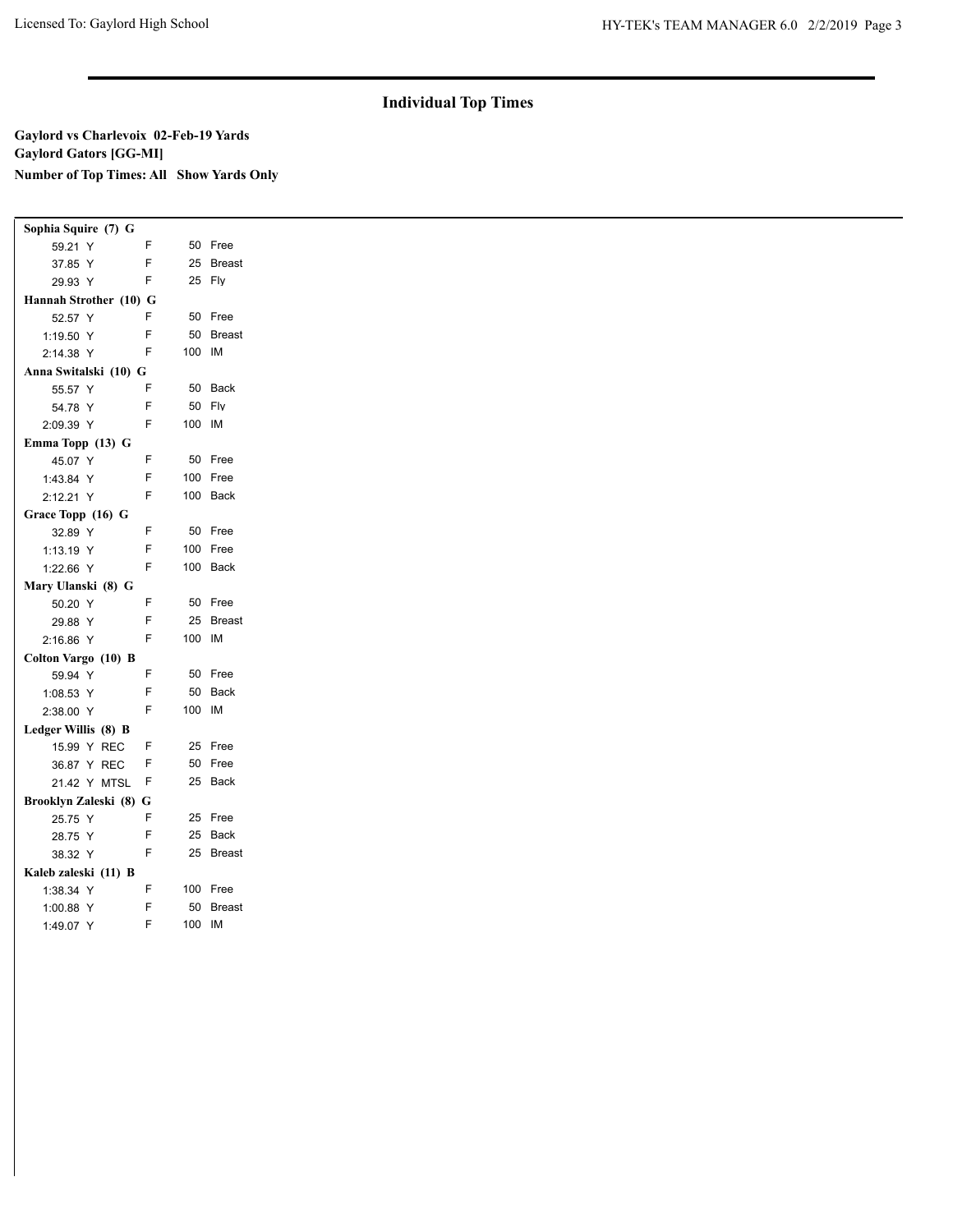## Individual Top Times

**Gaylord vs Charlevoix 02-Feb-19 Yards**
**Gaylord Gators [GG-MI]**
**Number of Top Times: All Show Yards Only**

| | | | |
|---|---|---|---|
| **Sophia Squire (7) G** | | | |
| 59.21 Y | F | 50 | Free |
| 37.85 Y | F | 25 | Breast |
| 29.93 Y | F | 25 | Fly |
| **Hannah Strother (10) G** | | | |
| 52.57 Y | F | 50 | Free |
| 1:19.50 Y | F | 50 | Breast |
| 2:14.38 Y | F | 100 | IM |
| **Anna Switalski (10) G** | | | |
| 55.57 Y | F | 50 | Back |
| 54.78 Y | F | 50 | Fly |
| 2:09.39 Y | F | 100 | IM |
| **Emma Topp (13) G** | | | |
| 45.07 Y | F | 50 | Free |
| 1:43.84 Y | F | 100 | Free |
| 2:12.21 Y | F | 100 | Back |
| **Grace Topp (16) G** | | | |
| 32.89 Y | F | 50 | Free |
| 1:13.19 Y | F | 100 | Free |
| 1:22.66 Y | F | 100 | Back |
| **Mary Ulanski (8) G** | | | |
| 50.20 Y | F | 50 | Free |
| 29.88 Y | F | 25 | Breast |
| 2:16.86 Y | F | 100 | IM |
| **Colton Vargo (10) B** | | | |
| 59.94 Y | F | 50 | Free |
| 1:08.53 Y | F | 50 | Back |
| 2:38.00 Y | F | 100 | IM |
| **Ledger Willis (8) B** | | | |
| 15.99 Y REC | F | 25 | Free |
| 36.87 Y REC | F | 50 | Free |
| 21.42 Y MTSL | F | 25 | Back |
| **Brooklyn Zaleski (8) G** | | | |
| 25.75 Y | F | 25 | Free |
| 28.75 Y | F | 25 | Back |
| 38.32 Y | F | 25 | Breast |
| **Kaleb zaleski (11) B** | | | |
| 1:38.34 Y | F | 100 | Free |
| 1:00.88 Y | F | 50 | Breast |
| 1:49.07 Y | F | 100 | IM |